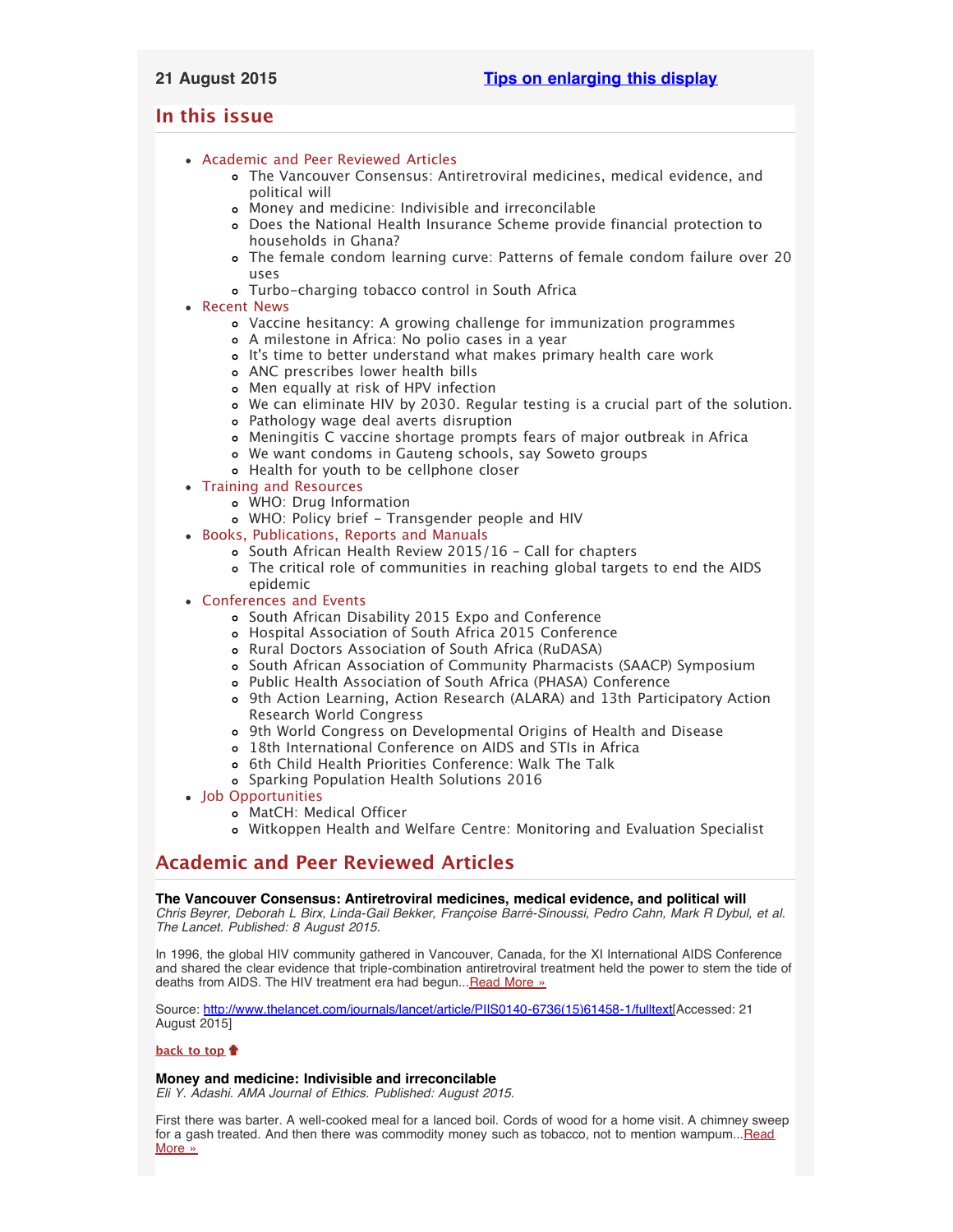21 August 2015 [Tips on enlarging this display]

## In this issue

- Academic and Peer Reviewed Articles
  - The Vancouver Consensus: Antiretroviral medicines, medical evidence, and political will
  - Money and medicine: Indivisible and irreconcilable
  - Does the National Health Insurance Scheme provide financial protection to households in Ghana?
  - The female condom learning curve: Patterns of female condom failure over 20 uses
  - Turbo-charging tobacco control in South Africa
- Recent News
  - Vaccine hesitancy: A growing challenge for immunization programmes
  - A milestone in Africa: No polio cases in a year
  - It's time to better understand what makes primary health care work
  - ANC prescribes lower health bills
  - Men equally at risk of HPV infection
  - We can eliminate HIV by 2030. Regular testing is a crucial part of the solution.
  - Pathology wage deal averts disruption
  - Meningitis C vaccine shortage prompts fears of major outbreak in Africa
  - We want condoms in Gauteng schools, say Soweto groups
  - Health for youth to be cellphone closer
- Training and Resources
  - WHO: Drug Information
  - WHO: Policy brief - Transgender people and HIV
- Books, Publications, Reports and Manuals
  - South African Health Review 2015/16 - Call for chapters
  - The critical role of communities in reaching global targets to end the AIDS epidemic
- Conferences and Events
  - South African Disability 2015 Expo and Conference
  - Hospital Association of South Africa 2015 Conference
  - Rural Doctors Association of South Africa (RuDASA)
  - South African Association of Community Pharmacists (SAACP) Symposium
  - Public Health Association of South Africa (PHASA) Conference
  - 9th Action Learning, Action Research (ALARA) and 13th Participatory Action Research World Congress
  - 9th World Congress on Developmental Origins of Health and Disease
  - 18th International Conference on AIDS and STIs in Africa
  - 6th Child Health Priorities Conference: Walk The Talk
  - Sparking Population Health Solutions 2016
- Job Opportunities
  - MatCH: Medical Officer
  - Witkoppen Health and Welfare Centre: Monitoring and Evaluation Specialist

## Academic and Peer Reviewed Articles

**The Vancouver Consensus: Antiretroviral medicines, medical evidence, and political will**
*Chris Beyrer, Deborah L Birx, Linda-Gail Bekker, Françoise Barré-Sinoussi, Pedro Cahn, Mark R Dybul, et al. The Lancet. Published: 8 August 2015.*

In 1996, the global HIV community gathered in Vancouver, Canada, for the XI International AIDS Conference and shared the clear evidence that triple-combination antiretroviral treatment held the power to stem the tide of deaths from AIDS. The HIV treatment era had begun...Read More »

Source: http://www.thelancet.com/journals/lancet/article/PIIS0140-6736(15)61458-1/fulltext[Accessed: 21 August 2015]

back to top

**Money and medicine: Indivisible and irreconcilable**
*Eli Y. Adashi. AMA Journal of Ethics. Published: August 2015.*

First there was barter. A well-cooked meal for a lanced boil. Cords of wood for a home visit. A chimney sweep for a gash treated. And then there was commodity money such as tobacco, not to mention wampum...Read More »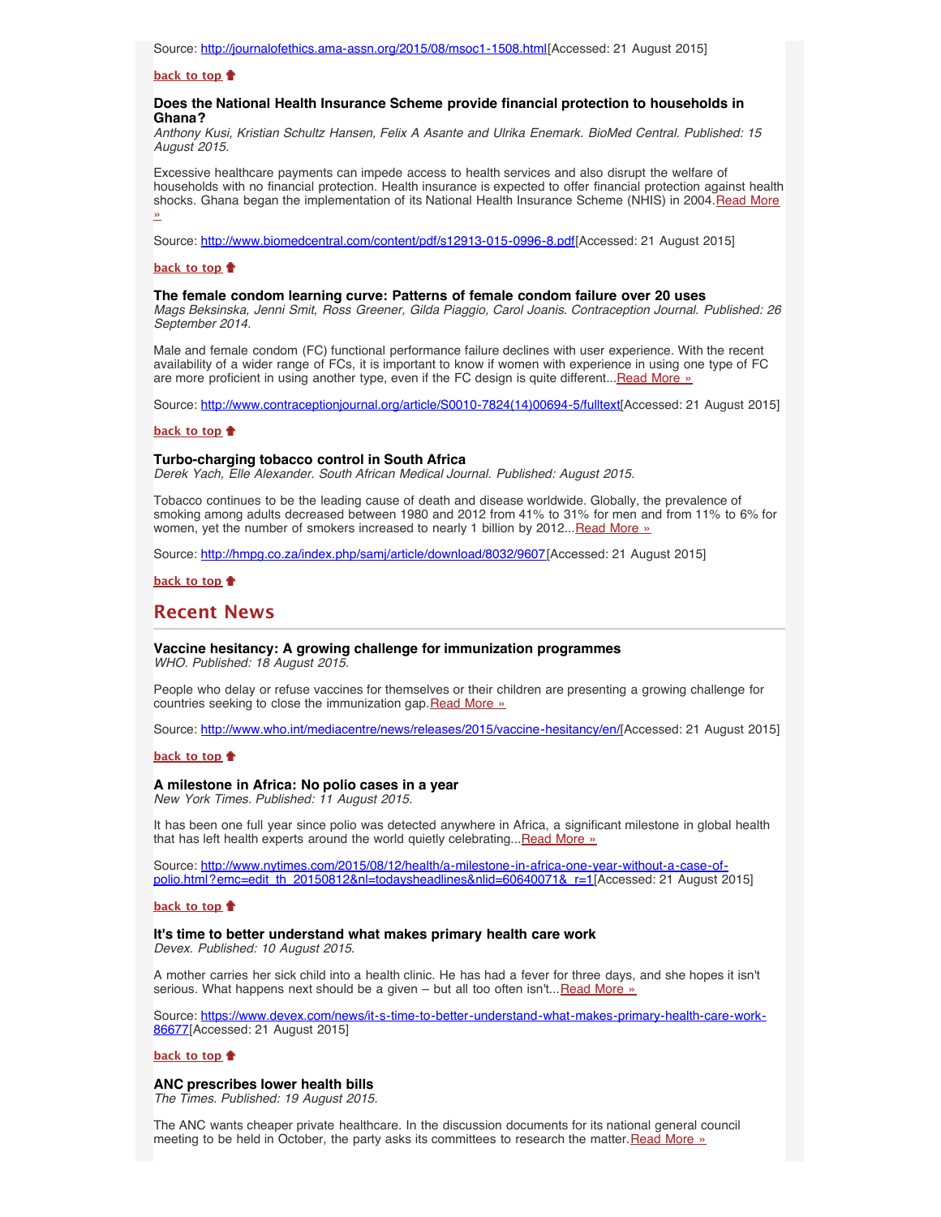Source: http://journalofethics.ama-assn.org/2015/08/msoc1-1508.html[Accessed: 21 August 2015]

**back to top**

### Does the National Health Insurance Scheme provide financial protection to households in Ghana?

*Anthony Kusi, Kristian Schultz Hansen, Felix A Asante and Ulrika Enemark. BioMed Central. Published: 15 August 2015.*

Excessive healthcare payments can impede access to health services and also disrupt the welfare of households with no financial protection. Health insurance is expected to offer financial protection against health shocks. Ghana began the implementation of its National Health Insurance Scheme (NHIS) in 2004.Read More »

Source: http://www.biomedcentral.com/content/pdf/s12913-015-0996-8.pdf[Accessed: 21 August 2015]

**back to top**

### The female condom learning curve: Patterns of female condom failure over 20 uses

*Mags Beksinska, Jenni Smit, Ross Greener, Gilda Piaggio, Carol Joanis. Contraception Journal. Published: 26 September 2014.*

Male and female condom (FC) functional performance failure declines with user experience. With the recent availability of a wider range of FCs, it is important to know if women with experience in using one type of FC are more proficient in using another type, even if the FC design is quite different...Read More »

Source: http://www.contraceptionjournal.org/article/S0010-7824(14)00694-5/fulltext[Accessed: 21 August 2015]

**back to top**

### Turbo-charging tobacco control in South Africa

*Derek Yach, Elle Alexander. South African Medical Journal. Published: August 2015.*

Tobacco continues to be the leading cause of death and disease worldwide. Globally, the prevalence of smoking among adults decreased between 1980 and 2012 from 41% to 31% for men and from 11% to 6% for women, yet the number of smokers increased to nearly 1 billion by 2012...Read More »

Source: http://hmpg.co.za/index.php/samj/article/download/8032/9607[Accessed: 21 August 2015]

**back to top**

## Recent News

### Vaccine hesitancy: A growing challenge for immunization programmes

*WHO. Published: 18 August 2015.*

People who delay or refuse vaccines for themselves or their children are presenting a growing challenge for countries seeking to close the immunization gap.Read More »

Source: http://www.who.int/mediacentre/news/releases/2015/vaccine-hesitancy/en/[Accessed: 21 August 2015]

**back to top**

### A milestone in Africa: No polio cases in a year

*New York Times. Published: 11 August 2015.*

It has been one full year since polio was detected anywhere in Africa, a significant milestone in global health that has left health experts around the world quietly celebrating...Read More »

Source: http://www.nytimes.com/2015/08/12/health/a-milestone-in-africa-one-year-without-a-case-of-polio.html?emc=edit_th_20150812&nl=todaysheadlines&nlid=60640071&_r=1[Accessed: 21 August 2015]

**back to top**

### It's time to better understand what makes primary health care work

*Devex. Published: 10 August 2015.*

A mother carries her sick child into a health clinic. He has had a fever for three days, and she hopes it isn't serious. What happens next should be a given – but all too often isn't...Read More »

Source: https://www.devex.com/news/it-s-time-to-better-understand-what-makes-primary-health-care-work-86677[Accessed: 21 August 2015]

**back to top**

### ANC prescribes lower health bills

*The Times. Published: 19 August 2015.*

The ANC wants cheaper private healthcare. In the discussion documents for its national general council meeting to be held in October, the party asks its committees to research the matter.Read More »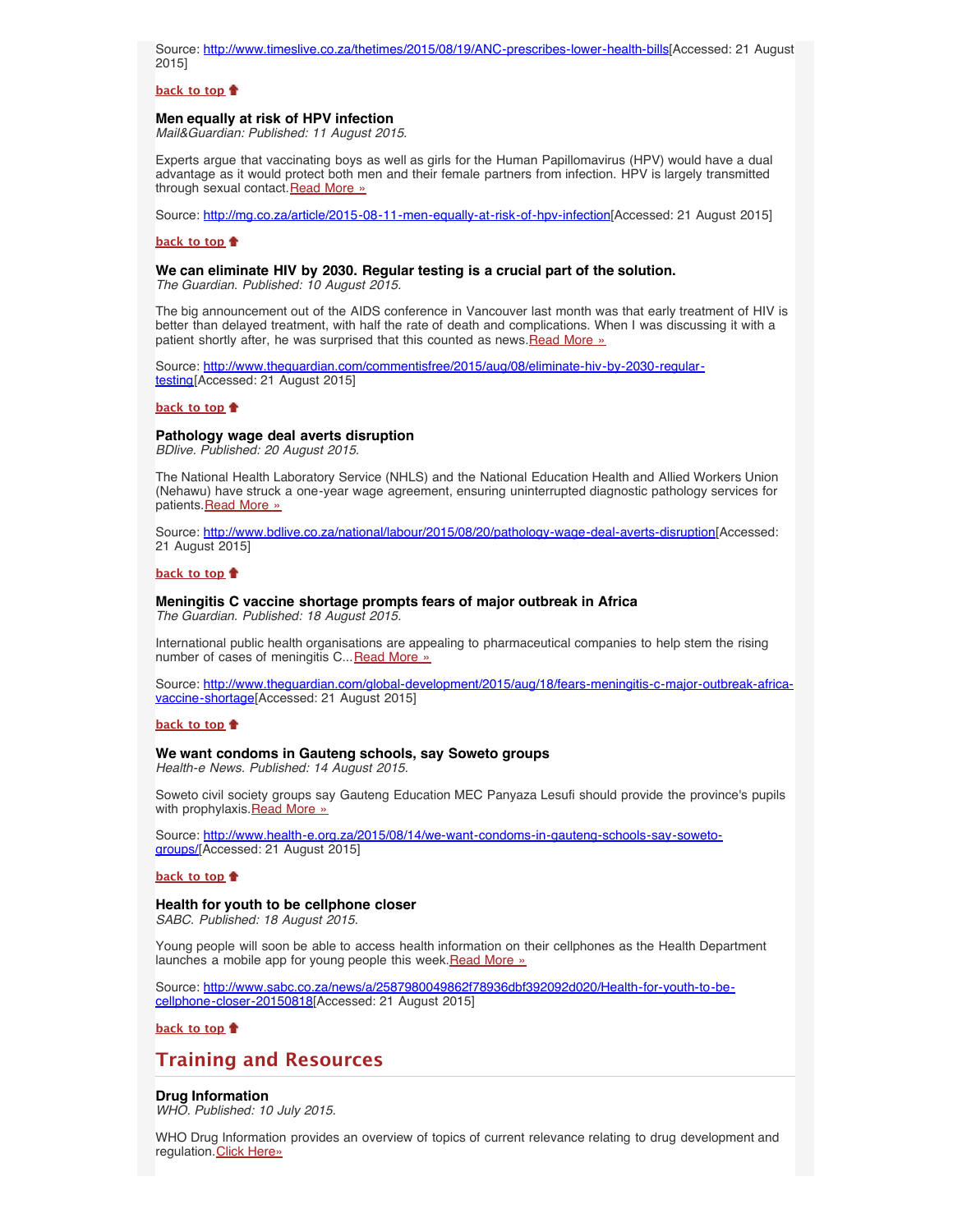Source: http://www.timeslive.co.za/thetimes/2015/08/19/ANC-prescribes-lower-health-bills[Accessed: 21 August 2015]

**back to top**

### Men equally at risk of HPV infection

*Mail&Guardian: Published: 11 August 2015.*

Experts argue that vaccinating boys as well as girls for the Human Papillomavirus (HPV) would have a dual advantage as it would protect both men and their female partners from infection. HPV is largely transmitted through sexual contact. Read More »

Source: http://mg.co.za/article/2015-08-11-men-equally-at-risk-of-hpv-infection[Accessed: 21 August 2015]

**back to top**

### We can eliminate HIV by 2030. Regular testing is a crucial part of the solution.

*The Guardian. Published: 10 August 2015.*

The big announcement out of the AIDS conference in Vancouver last month was that early treatment of HIV is better than delayed treatment, with half the rate of death and complications. When I was discussing it with a patient shortly after, he was surprised that this counted as news. Read More »

Source: http://www.theguardian.com/commentisfree/2015/aug/08/eliminate-hiv-by-2030-regular-testing[Accessed: 21 August 2015]

**back to top**

### Pathology wage deal averts disruption

*BDlive. Published: 20 August 2015.*

The National Health Laboratory Service (NHLS) and the National Education Health and Allied Workers Union (Nehawu) have struck a one-year wage agreement, ensuring uninterrupted diagnostic pathology services for patients. Read More »

Source: http://www.bdlive.co.za/national/labour/2015/08/20/pathology-wage-deal-averts-disruption[Accessed: 21 August 2015]

**back to top**

### Meningitis C vaccine shortage prompts fears of major outbreak in Africa

*The Guardian. Published: 18 August 2015.*

International public health organisations are appealing to pharmaceutical companies to help stem the rising number of cases of meningitis C... Read More »

Source: http://www.theguardian.com/global-development/2015/aug/18/fears-meningitis-c-major-outbreak-africa-vaccine-shortage[Accessed: 21 August 2015]

**back to top**

### We want condoms in Gauteng schools, say Soweto groups

*Health-e News. Published: 14 August 2015.*

Soweto civil society groups say Gauteng Education MEC Panyaza Lesufi should provide the province's pupils with prophylaxis. Read More »

Source: http://www.health-e.org.za/2015/08/14/we-want-condoms-in-gauteng-schools-say-soweto-groups/[Accessed: 21 August 2015]

**back to top**

### Health for youth to be cellphone closer

*SABC. Published: 18 August 2015.*

Young people will soon be able to access health information on their cellphones as the Health Department launches a mobile app for young people this week. Read More »

Source: http://www.sabc.co.za/news/a/2587980049862f78936dbf392092d020/Health-for-youth-to-be-cellphone-closer-20150818[Accessed: 21 August 2015]

**back to top**

## Training and Resources

### Drug Information

*WHO. Published: 10 July 2015.*

WHO Drug Information provides an overview of topics of current relevance relating to drug development and regulation. Click Here»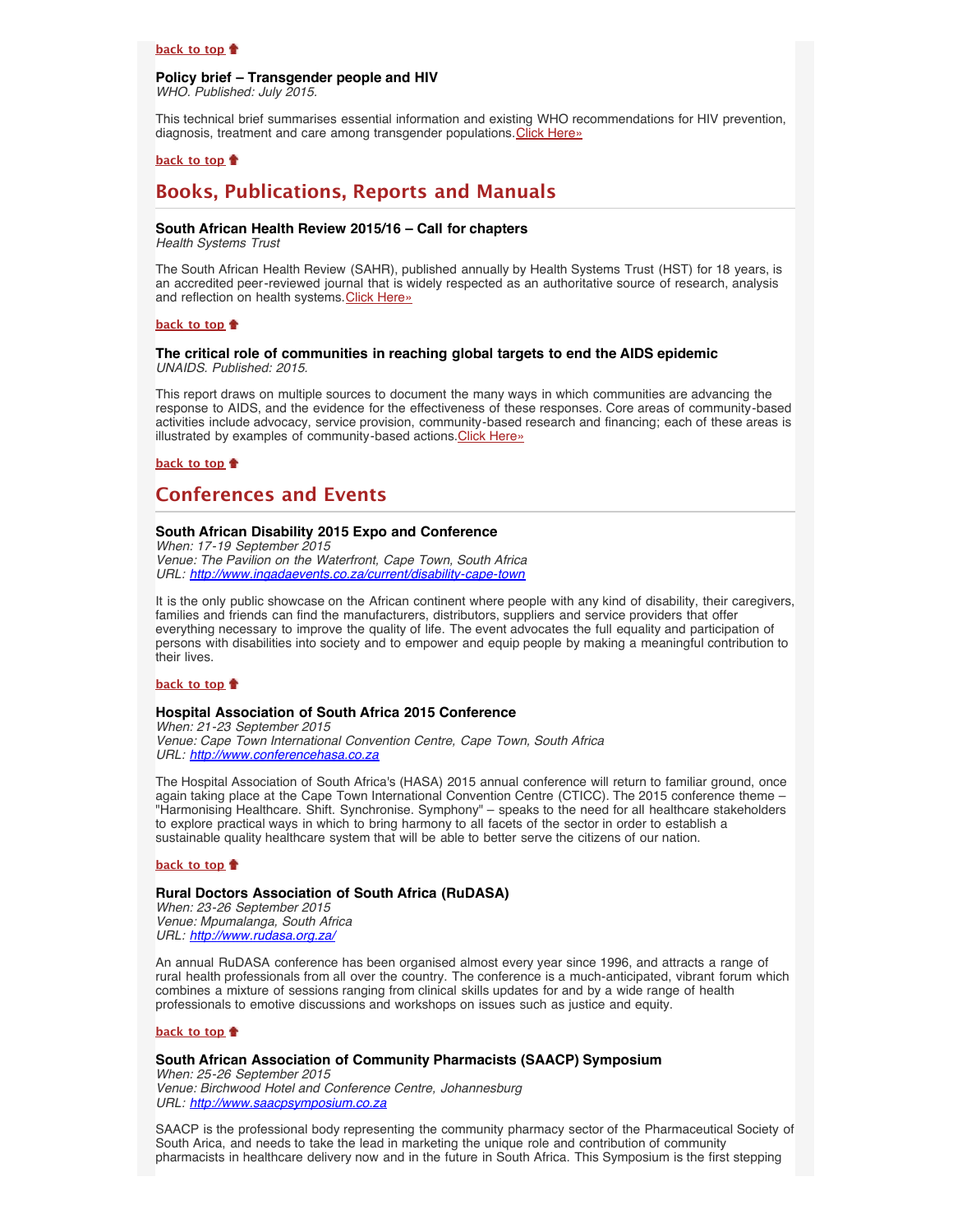[back to top](#)

**Policy brief – Transgender people and HIV**
*WHO. Published: July 2015.*

This technical brief summarises essential information and existing WHO recommendations for HIV prevention, diagnosis, treatment and care among transgender populations.[Click Here»](#)

[back to top](#)

## Books, Publications, Reports and Manuals

**South African Health Review 2015/16 – Call for chapters**
*Health Systems Trust*

The South African Health Review (SAHR), published annually by Health Systems Trust (HST) for 18 years, is an accredited peer-reviewed journal that is widely respected as an authoritative source of research, analysis and reflection on health systems.[Click Here»](#)

[back to top](#)

**The critical role of communities in reaching global targets to end the AIDS epidemic**
*UNAIDS. Published: 2015.*

This report draws on multiple sources to document the many ways in which communities are advancing the response to AIDS, and the evidence for the effectiveness of these responses. Core areas of community-based activities include advocacy, service provision, community-based research and financing; each of these areas is illustrated by examples of community-based actions.[Click Here»](#)

[back to top](#)

## Conferences and Events

**South African Disability 2015 Expo and Conference**
*When: 17-19 September 2015*
*Venue: The Pavilion on the Waterfront, Cape Town, South Africa*
*URL: [http://www.ingadaevents.co.za/current/disability-cape-town](http://www.ingadaevents.co.za/current/disability-cape-town)*

It is the only public showcase on the African continent where people with any kind of disability, their caregivers, families and friends can find the manufacturers, distributors, suppliers and service providers that offer everything necessary to improve the quality of life. The event advocates the full equality and participation of persons with disabilities into society and to empower and equip people by making a meaningful contribution to their lives.

[back to top](#)

**Hospital Association of South Africa 2015 Conference**
*When: 21-23 September 2015*
*Venue: Cape Town International Convention Centre, Cape Town, South Africa*
*URL: [http://www.conferencehasa.co.za](http://www.conferencehasa.co.za)*

The Hospital Association of South Africa's (HASA) 2015 annual conference will return to familiar ground, once again taking place at the Cape Town International Convention Centre (CTICC). The 2015 conference theme – "Harmonising Healthcare. Shift. Synchronise. Symphony" – speaks to the need for all healthcare stakeholders to explore practical ways in which to bring harmony to all facets of the sector in order to establish a sustainable quality healthcare system that will be able to better serve the citizens of our nation.

[back to top](#)

**Rural Doctors Association of South Africa (RuDASA)**
*When: 23-26 September 2015*
*Venue: Mpumalanga, South Africa*
*URL: [http://www.rudasa.org.za/](http://www.rudasa.org.za/)*

An annual RuDASA conference has been organised almost every year since 1996, and attracts a range of rural health professionals from all over the country. The conference is a much-anticipated, vibrant forum which combines a mixture of sessions ranging from clinical skills updates for and by a wide range of health professionals to emotive discussions and workshops on issues such as justice and equity.

[back to top](#)

**South African Association of Community Pharmacists (SAACP) Symposium**
*When: 25-26 September 2015*
*Venue: Birchwood Hotel and Conference Centre, Johannesburg*
*URL: [http://www.saacpsymposium.co.za](http://www.saacpsymposium.co.za)*

SAACP is the professional body representing the community pharmacy sector of the Pharmaceutical Society of South Arica, and needs to take the lead in marketing the unique role and contribution of community pharmacists in healthcare delivery now and in the future in South Africa. This Symposium is the first stepping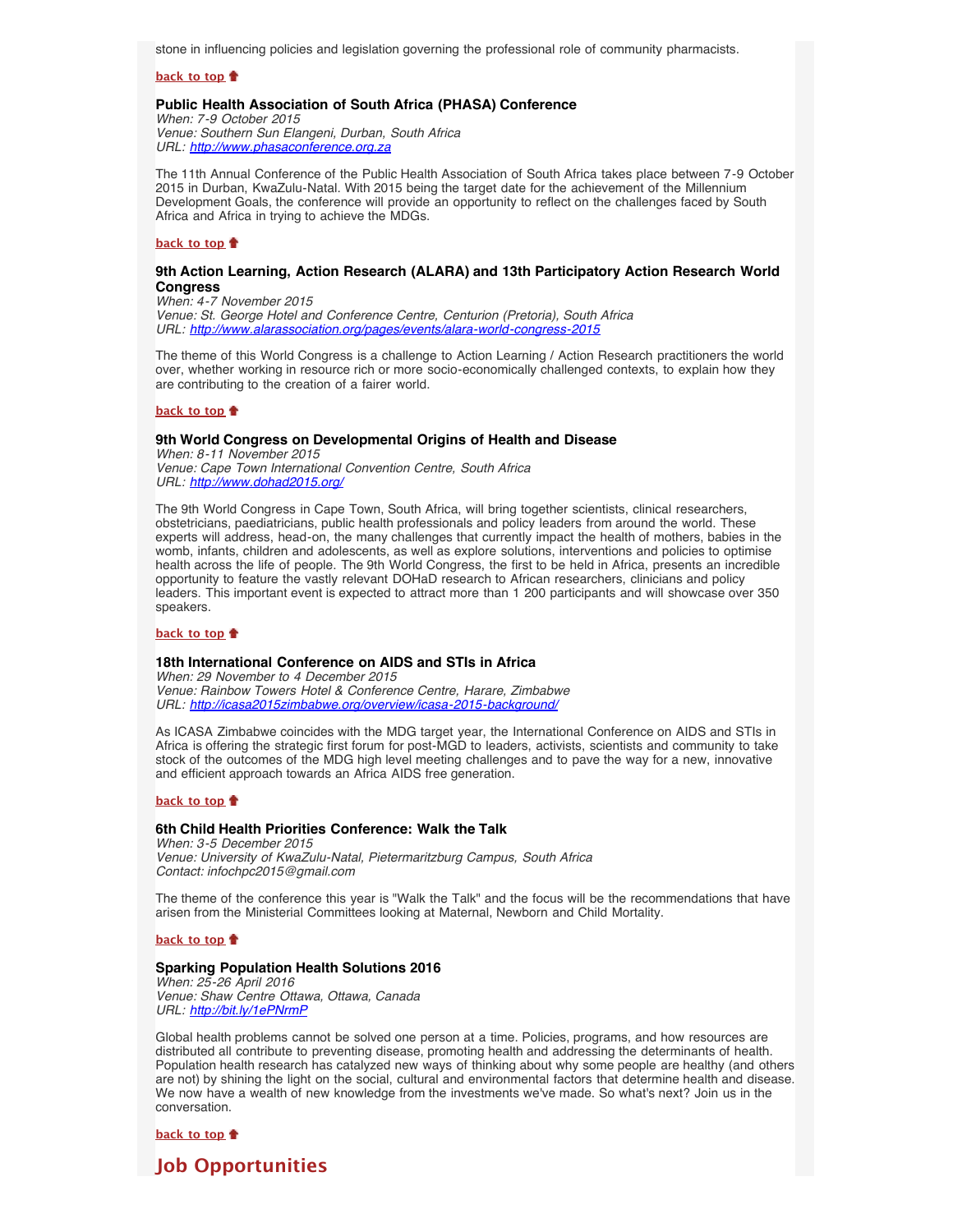stone in influencing policies and legislation governing the professional role of community pharmacists.

**back to top**

### Public Health Association of South Africa (PHASA) Conference

*When: 7-9 October 2015*
*Venue: Southern Sun Elangeni, Durban, South Africa*
*URL: http://www.phasaconference.org.za*

The 11th Annual Conference of the Public Health Association of South Africa takes place between 7-9 October 2015 in Durban, KwaZulu-Natal. With 2015 being the target date for the achievement of the Millennium Development Goals, the conference will provide an opportunity to reflect on the challenges faced by South Africa and Africa in trying to achieve the MDGs.

**back to top**

### 9th Action Learning, Action Research (ALARA) and 13th Participatory Action Research World Congress

*When: 4-7 November 2015*
*Venue: St. George Hotel and Conference Centre, Centurion (Pretoria), South Africa*
*URL: http://www.alarassociation.org/pages/events/alara-world-congress-2015*

The theme of this World Congress is a challenge to Action Learning / Action Research practitioners the world over, whether working in resource rich or more socio-economically challenged contexts, to explain how they are contributing to the creation of a fairer world.

**back to top**

### 9th World Congress on Developmental Origins of Health and Disease

*When: 8-11 November 2015*
*Venue: Cape Town International Convention Centre, South Africa*
*URL: http://www.dohad2015.org/*

The 9th World Congress in Cape Town, South Africa, will bring together scientists, clinical researchers, obstetricians, paediatricians, public health professionals and policy leaders from around the world. These experts will address, head-on, the many challenges that currently impact the health of mothers, babies in the womb, infants, children and adolescents, as well as explore solutions, interventions and policies to optimise health across the life of people. The 9th World Congress, the first to be held in Africa, presents an incredible opportunity to feature the vastly relevant DOHaD research to African researchers, clinicians and policy leaders. This important event is expected to attract more than 1 200 participants and will showcase over 350 speakers.

**back to top**

### 18th International Conference on AIDS and STIs in Africa

*When: 29 November to 4 December 2015*
*Venue: Rainbow Towers Hotel & Conference Centre, Harare, Zimbabwe*
*URL: http://icasa2015zimbabwe.org/overview/icasa-2015-background/*

As ICASA Zimbabwe coincides with the MDG target year, the International Conference on AIDS and STIs in Africa is offering the strategic first forum for post-MGD to leaders, activists, scientists and community to take stock of the outcomes of the MDG high level meeting challenges and to pave the way for a new, innovative and efficient approach towards an Africa AIDS free generation.

**back to top**

### 6th Child Health Priorities Conference: Walk the Talk

*When: 3-5 December 2015*
*Venue: University of KwaZulu-Natal, Pietermaritzburg Campus, South Africa*
*Contact: infochpc2015@gmail.com*

The theme of the conference this year is "Walk the Talk" and the focus will be the recommendations that have arisen from the Ministerial Committees looking at Maternal, Newborn and Child Mortality.

**back to top**

### Sparking Population Health Solutions 2016

*When: 25-26 April 2016*
*Venue: Shaw Centre Ottawa, Ottawa, Canada*
*URL: http://bit.ly/1ePNrmP*

Global health problems cannot be solved one person at a time. Policies, programs, and how resources are distributed all contribute to preventing disease, promoting health and addressing the determinants of health. Population health research has catalyzed new ways of thinking about why some people are healthy (and others are not) by shining the light on the social, cultural and environmental factors that determine health and disease. We now have a wealth of new knowledge from the investments we've made. So what's next? Join us in the conversation.

**back to top**

## Job Opportunities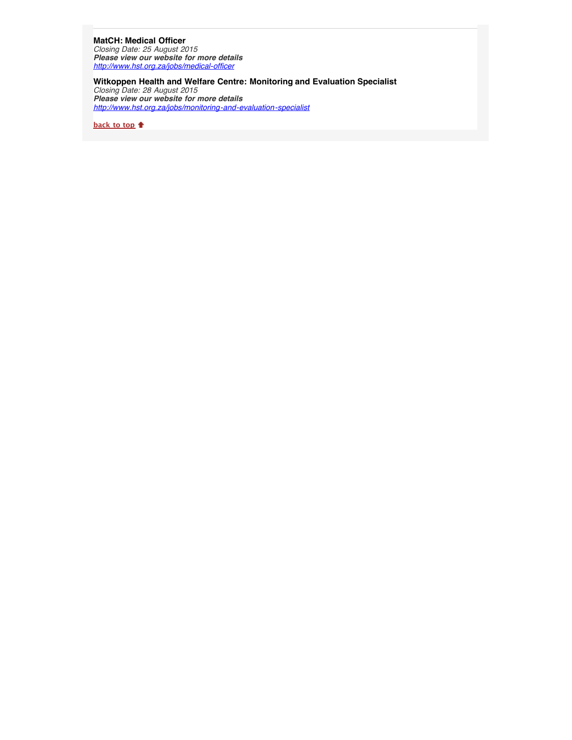**MatCH: Medical Officer**
*Closing Date: 25 August 2015*
***Please view our website for more details***
*http://www.hst.org.za/jobs/medical-officer*

**Witkoppen Health and Welfare Centre: Monitoring and Evaluation Specialist**
*Closing Date: 28 August 2015*
***Please view our website for more details***
*http://www.hst.org.za/jobs/monitoring-and-evaluation-specialist*

**back to top**